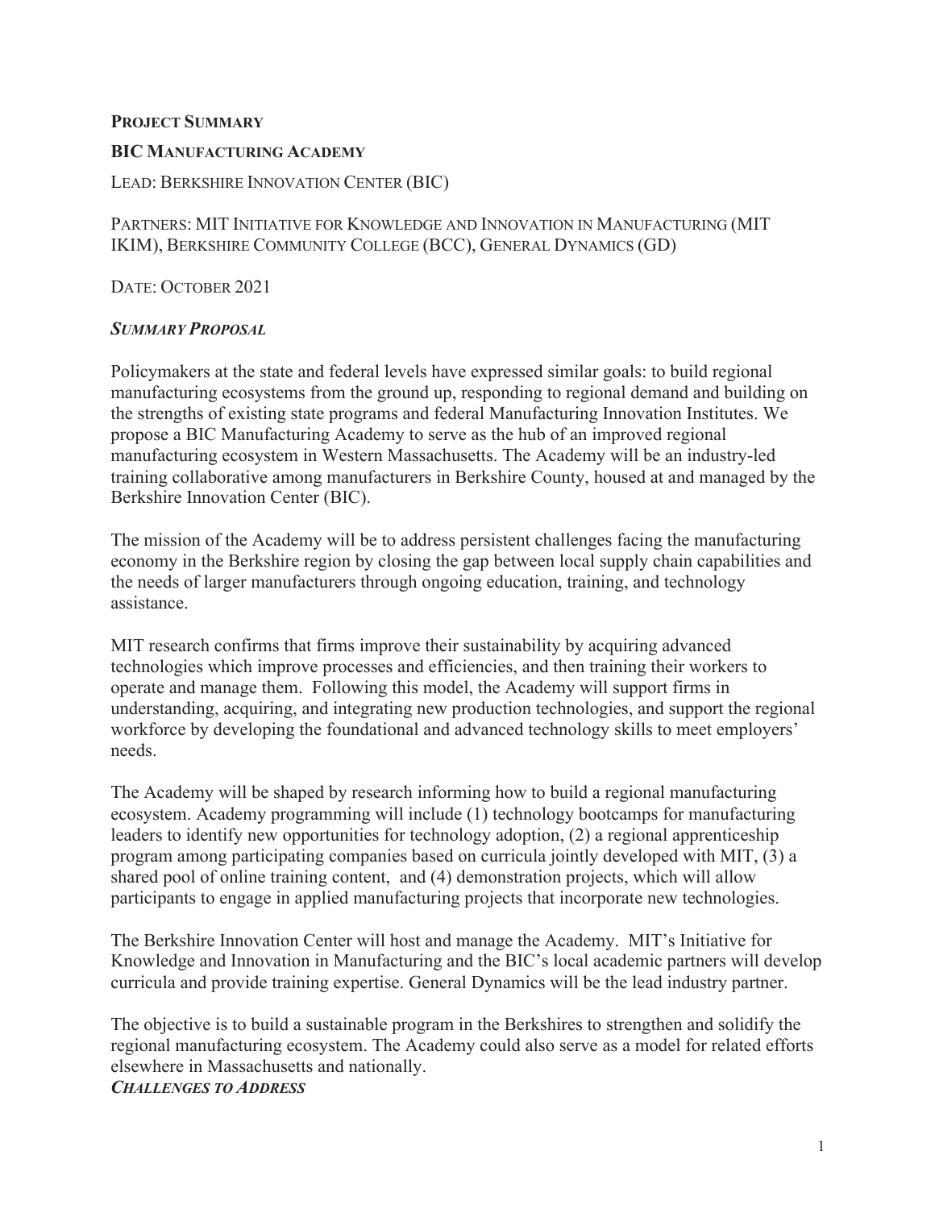**PROJECT SUMMARY**

**BIC MANUFACTURING ACADEMY**

LEAD: BERKSHIRE INNOVATION CENTER (BIC)

PARTNERS: MIT INITIATIVE FOR KNOWLEDGE AND INNOVATION IN MANUFACTURING (MIT IKIM), BERKSHIRE COMMUNITY COLLEGE (BCC), GENERAL DYNAMICS (GD)

DATE: OCTOBER 2021

***SUMMARY PROPOSAL***

Policymakers at the state and federal levels have expressed similar goals: to build regional manufacturing ecosystems from the ground up, responding to regional demand and building on the strengths of existing state programs and federal Manufacturing Innovation Institutes. We propose a BIC Manufacturing Academy to serve as the hub of an improved regional manufacturing ecosystem in Western Massachusetts. The Academy will be an industry-led training collaborative among manufacturers in Berkshire County, housed at and managed by the Berkshire Innovation Center (BIC).

The mission of the Academy will be to address persistent challenges facing the manufacturing economy in the Berkshire region by closing the gap between local supply chain capabilities and the needs of larger manufacturers through ongoing education, training, and technology assistance.

MIT research confirms that firms improve their sustainability by acquiring advanced technologies which improve processes and efficiencies, and then training their workers to operate and manage them. Following this model, the Academy will support firms in understanding, acquiring, and integrating new production technologies, and support the regional workforce by developing the foundational and advanced technology skills to meet employers' needs.

The Academy will be shaped by research informing how to build a regional manufacturing ecosystem. Academy programming will include (1) technology bootcamps for manufacturing leaders to identify new opportunities for technology adoption, (2) a regional apprenticeship program among participating companies based on curricula jointly developed with MIT, (3) a shared pool of online training content, and (4) demonstration projects, which will allow participants to engage in applied manufacturing projects that incorporate new technologies.

The Berkshire Innovation Center will host and manage the Academy. MIT's Initiative for Knowledge and Innovation in Manufacturing and the BIC's local academic partners will develop curricula and provide training expertise. General Dynamics will be the lead industry partner.

The objective is to build a sustainable program in the Berkshires to strengthen and solidify the regional manufacturing ecosystem. The Academy could also serve as a model for related efforts elsewhere in Massachusetts and nationally.

***CHALLENGES TO ADDRESS***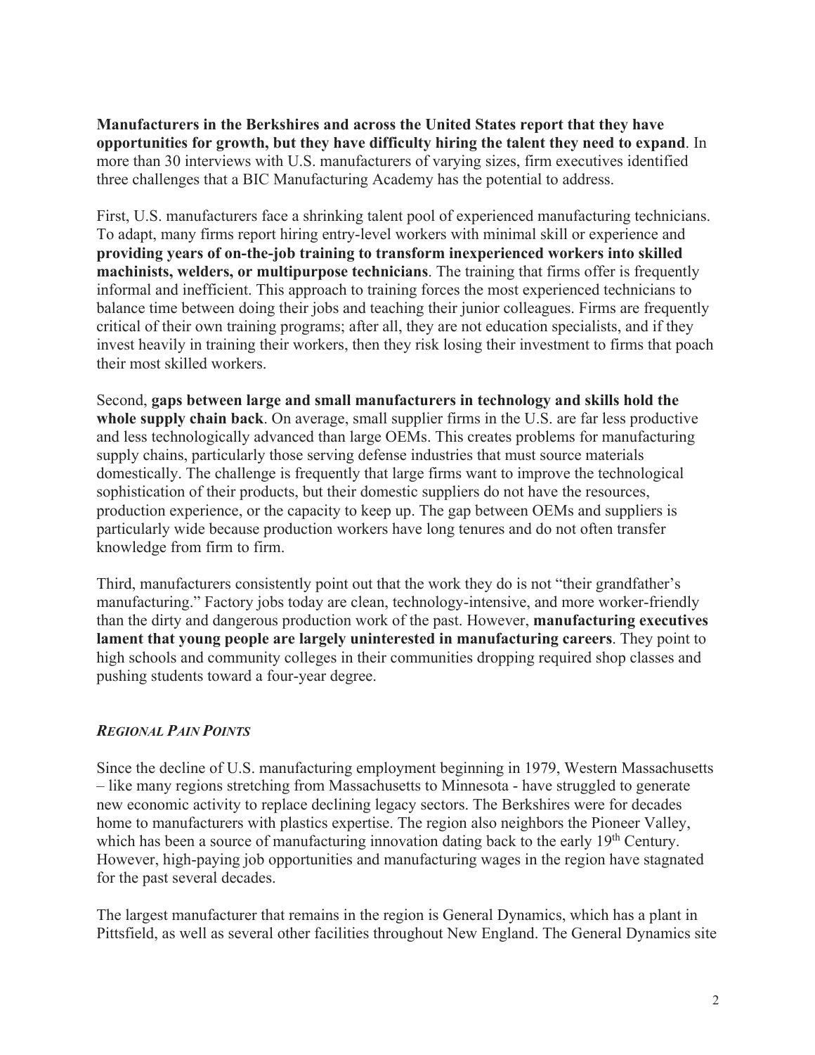**Manufacturers in the Berkshires and across the United States report that they have opportunities for growth, but they have difficulty hiring the talent they need to expand**. In more than 30 interviews with U.S. manufacturers of varying sizes, firm executives identified three challenges that a BIC Manufacturing Academy has the potential to address.

First, U.S. manufacturers face a shrinking talent pool of experienced manufacturing technicians. To adapt, many firms report hiring entry-level workers with minimal skill or experience and **providing years of on-the-job training to transform inexperienced workers into skilled machinists, welders, or multipurpose technicians**. The training that firms offer is frequently informal and inefficient. This approach to training forces the most experienced technicians to balance time between doing their jobs and teaching their junior colleagues. Firms are frequently critical of their own training programs; after all, they are not education specialists, and if they invest heavily in training their workers, then they risk losing their investment to firms that poach their most skilled workers.

Second, **gaps between large and small manufacturers in technology and skills hold the whole supply chain back**. On average, small supplier firms in the U.S. are far less productive and less technologically advanced than large OEMs. This creates problems for manufacturing supply chains, particularly those serving defense industries that must source materials domestically. The challenge is frequently that large firms want to improve the technological sophistication of their products, but their domestic suppliers do not have the resources, production experience, or the capacity to keep up. The gap between OEMs and suppliers is particularly wide because production workers have long tenures and do not often transfer knowledge from firm to firm.

Third, manufacturers consistently point out that the work they do is not "their grandfather's manufacturing." Factory jobs today are clean, technology-intensive, and more worker-friendly than the dirty and dangerous production work of the past. However, **manufacturing executives lament that young people are largely uninterested in manufacturing careers**. They point to high schools and community colleges in their communities dropping required shop classes and pushing students toward a four-year degree.

### ***Regional Pain Points***

Since the decline of U.S. manufacturing employment beginning in 1979, Western Massachusetts – like many regions stretching from Massachusetts to Minnesota - have struggled to generate new economic activity to replace declining legacy sectors. The Berkshires were for decades home to manufacturers with plastics expertise. The region also neighbors the Pioneer Valley, which has been a source of manufacturing innovation dating back to the early 19th Century. However, high-paying job opportunities and manufacturing wages in the region have stagnated for the past several decades.

The largest manufacturer that remains in the region is General Dynamics, which has a plant in Pittsfield, as well as several other facilities throughout New England. The General Dynamics site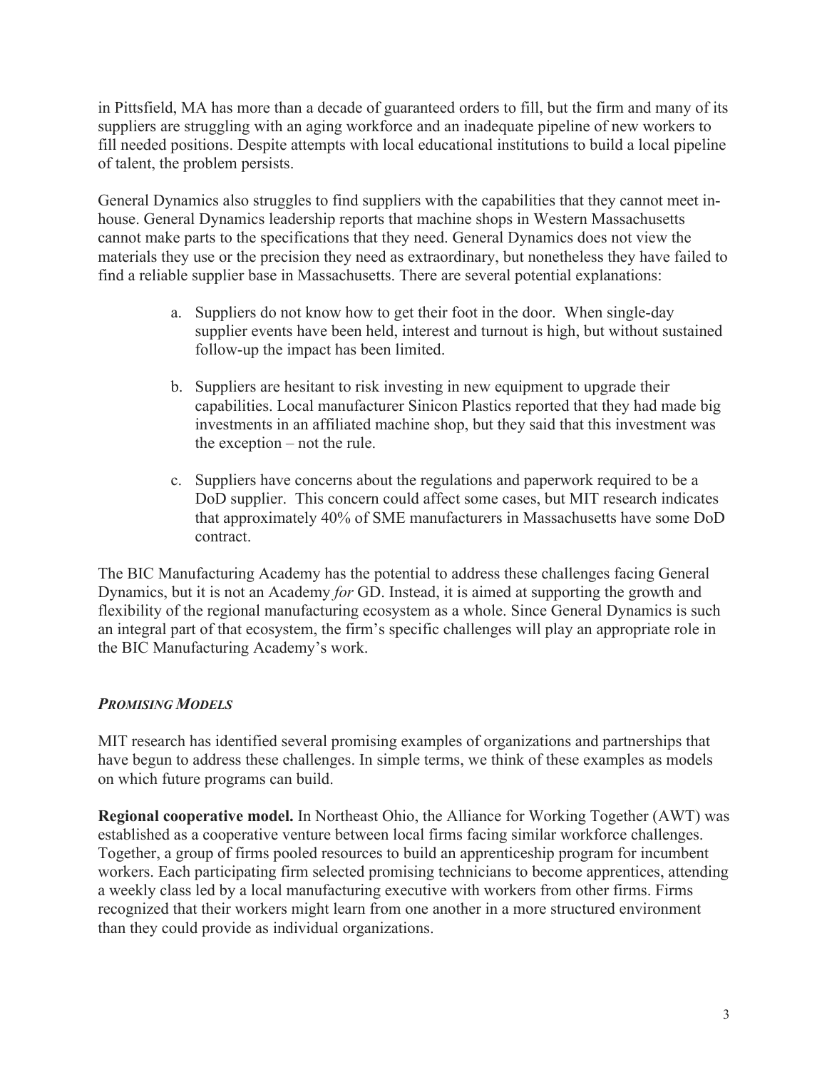in Pittsfield, MA has more than a decade of guaranteed orders to fill, but the firm and many of its suppliers are struggling with an aging workforce and an inadequate pipeline of new workers to fill needed positions. Despite attempts with local educational institutions to build a local pipeline of talent, the problem persists.

General Dynamics also struggles to find suppliers with the capabilities that they cannot meet in-house. General Dynamics leadership reports that machine shops in Western Massachusetts cannot make parts to the specifications that they need. General Dynamics does not view the materials they use or the precision they need as extraordinary, but nonetheless they have failed to find a reliable supplier base in Massachusetts. There are several potential explanations:

a. Suppliers do not know how to get their foot in the door. When single-day supplier events have been held, interest and turnout is high, but without sustained follow-up the impact has been limited.

b. Suppliers are hesitant to risk investing in new equipment to upgrade their capabilities. Local manufacturer Sinicon Plastics reported that they had made big investments in an affiliated machine shop, but they said that this investment was the exception – not the rule.

c. Suppliers have concerns about the regulations and paperwork required to be a DoD supplier. This concern could affect some cases, but MIT research indicates that approximately 40% of SME manufacturers in Massachusetts have some DoD contract.

The BIC Manufacturing Academy has the potential to address these challenges facing General Dynamics, but it is not an Academy *for* GD. Instead, it is aimed at supporting the growth and flexibility of the regional manufacturing ecosystem as a whole. Since General Dynamics is such an integral part of that ecosystem, the firm's specific challenges will play an appropriate role in the BIC Manufacturing Academy's work.

### ***Promising Models***

MIT research has identified several promising examples of organizations and partnerships that have begun to address these challenges. In simple terms, we think of these examples as models on which future programs can build.

**Regional cooperative model.** In Northeast Ohio, the Alliance for Working Together (AWT) was established as a cooperative venture between local firms facing similar workforce challenges. Together, a group of firms pooled resources to build an apprenticeship program for incumbent workers. Each participating firm selected promising technicians to become apprentices, attending a weekly class led by a local manufacturing executive with workers from other firms. Firms recognized that their workers might learn from one another in a more structured environment than they could provide as individual organizations.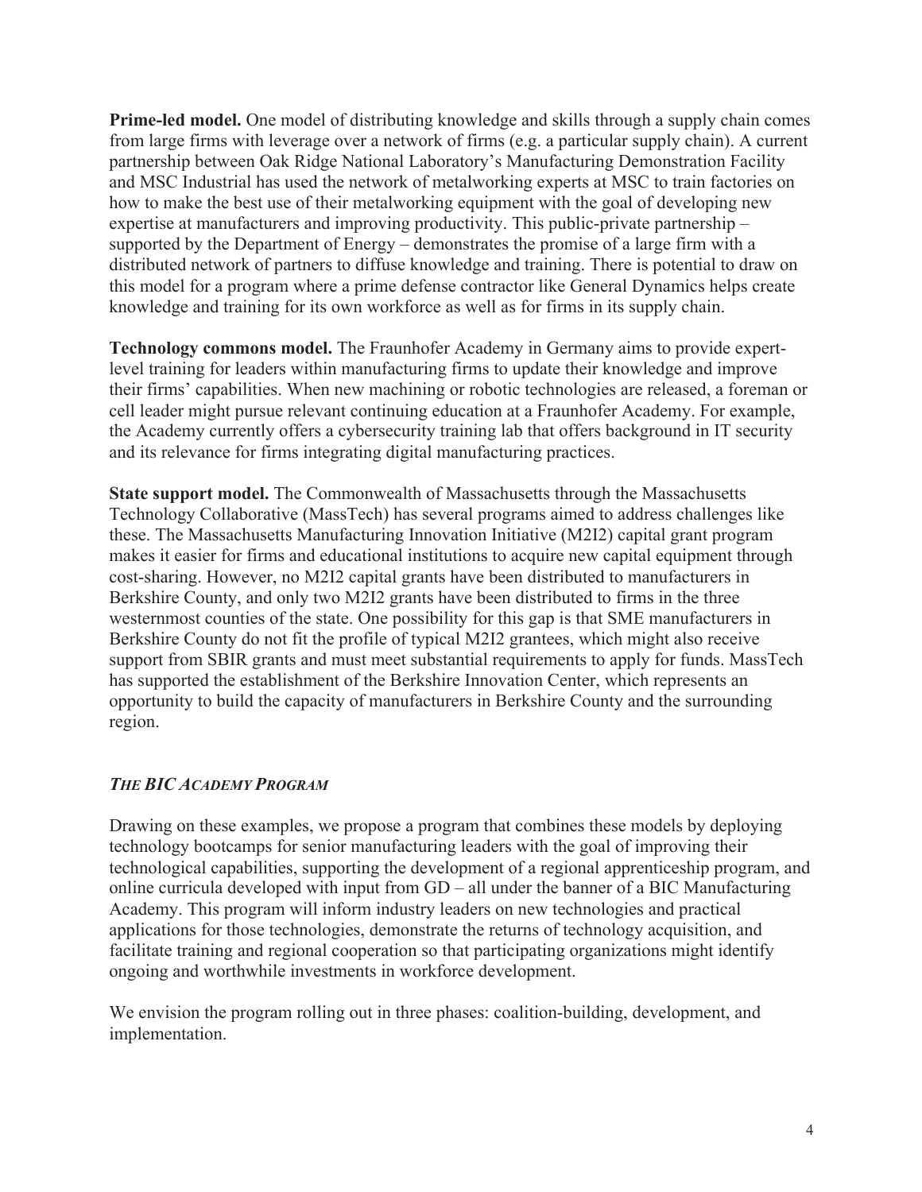**Prime-led model.** One model of distributing knowledge and skills through a supply chain comes from large firms with leverage over a network of firms (e.g. a particular supply chain). A current partnership between Oak Ridge National Laboratory's Manufacturing Demonstration Facility and MSC Industrial has used the network of metalworking experts at MSC to train factories on how to make the best use of their metalworking equipment with the goal of developing new expertise at manufacturers and improving productivity. This public-private partnership – supported by the Department of Energy – demonstrates the promise of a large firm with a distributed network of partners to diffuse knowledge and training. There is potential to draw on this model for a program where a prime defense contractor like General Dynamics helps create knowledge and training for its own workforce as well as for firms in its supply chain.

**Technology commons model.** The Fraunhofer Academy in Germany aims to provide expert-level training for leaders within manufacturing firms to update their knowledge and improve their firms' capabilities. When new machining or robotic technologies are released, a foreman or cell leader might pursue relevant continuing education at a Fraunhofer Academy. For example, the Academy currently offers a cybersecurity training lab that offers background in IT security and its relevance for firms integrating digital manufacturing practices.

**State support model.** The Commonwealth of Massachusetts through the Massachusetts Technology Collaborative (MassTech) has several programs aimed to address challenges like these. The Massachusetts Manufacturing Innovation Initiative (M2I2) capital grant program makes it easier for firms and educational institutions to acquire new capital equipment through cost-sharing. However, no M2I2 capital grants have been distributed to manufacturers in Berkshire County, and only two M2I2 grants have been distributed to firms in the three westernmost counties of the state. One possibility for this gap is that SME manufacturers in Berkshire County do not fit the profile of typical M2I2 grantees, which might also receive support from SBIR grants and must meet substantial requirements to apply for funds. MassTech has supported the establishment of the Berkshire Innovation Center, which represents an opportunity to build the capacity of manufacturers in Berkshire County and the surrounding region.

### *THE BIC ACADEMY PROGRAM*

Drawing on these examples, we propose a program that combines these models by deploying technology bootcamps for senior manufacturing leaders with the goal of improving their technological capabilities, supporting the development of a regional apprenticeship program, and online curricula developed with input from GD – all under the banner of a BIC Manufacturing Academy. This program will inform industry leaders on new technologies and practical applications for those technologies, demonstrate the returns of technology acquisition, and facilitate training and regional cooperation so that participating organizations might identify ongoing and worthwhile investments in workforce development.

We envision the program rolling out in three phases: coalition-building, development, and implementation.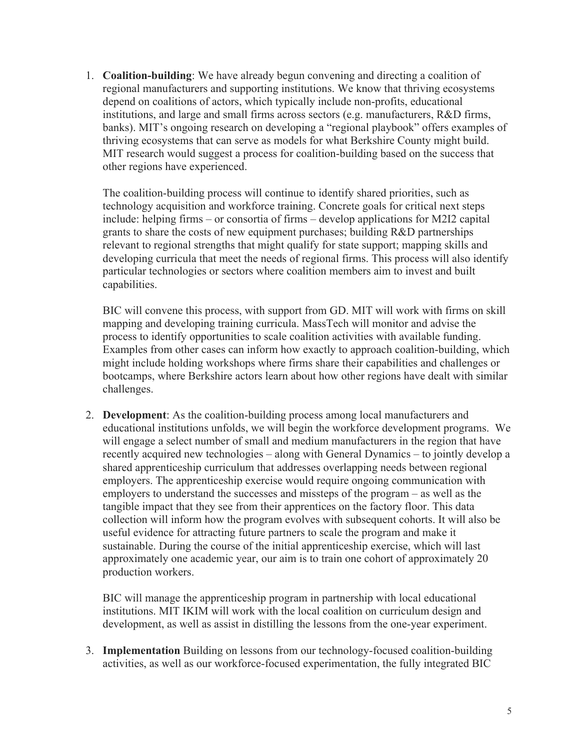1. **Coalition-building**: We have already begun convening and directing a coalition of regional manufacturers and supporting institutions. We know that thriving ecosystems depend on coalitions of actors, which typically include non-profits, educational institutions, and large and small firms across sectors (e.g. manufacturers, R&D firms, banks). MIT's ongoing research on developing a "regional playbook" offers examples of thriving ecosystems that can serve as models for what Berkshire County might build. MIT research would suggest a process for coalition-building based on the success that other regions have experienced.

   The coalition-building process will continue to identify shared priorities, such as technology acquisition and workforce training. Concrete goals for critical next steps include: helping firms – or consortia of firms – develop applications for M2I2 capital grants to share the costs of new equipment purchases; building R&D partnerships relevant to regional strengths that might qualify for state support; mapping skills and developing curricula that meet the needs of regional firms. This process will also identify particular technologies or sectors where coalition members aim to invest and built capabilities.

   BIC will convene this process, with support from GD. MIT will work with firms on skill mapping and developing training curricula. MassTech will monitor and advise the process to identify opportunities to scale coalition activities with available funding. Examples from other cases can inform how exactly to approach coalition-building, which might include holding workshops where firms share their capabilities and challenges or bootcamps, where Berkshire actors learn about how other regions have dealt with similar challenges.

2. **Development**: As the coalition-building process among local manufacturers and educational institutions unfolds, we will begin the workforce development programs. We will engage a select number of small and medium manufacturers in the region that have recently acquired new technologies – along with General Dynamics – to jointly develop a shared apprenticeship curriculum that addresses overlapping needs between regional employers. The apprenticeship exercise would require ongoing communication with employers to understand the successes and missteps of the program – as well as the tangible impact that they see from their apprentices on the factory floor. This data collection will inform how the program evolves with subsequent cohorts. It will also be useful evidence for attracting future partners to scale the program and make it sustainable. During the course of the initial apprenticeship exercise, which will last approximately one academic year, our aim is to train one cohort of approximately 20 production workers.

   BIC will manage the apprenticeship program in partnership with local educational institutions. MIT IKIM will work with the local coalition on curriculum design and development, as well as assist in distilling the lessons from the one-year experiment.

3. **Implementation** Building on lessons from our technology-focused coalition-building activities, as well as our workforce-focused experimentation, the fully integrated BIC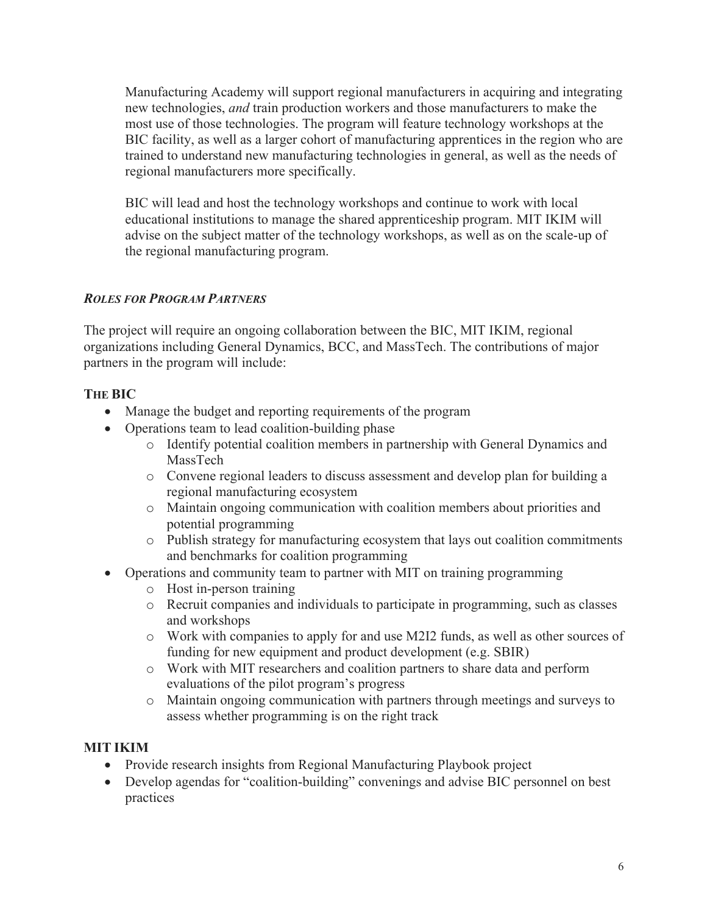Manufacturing Academy will support regional manufacturers in acquiring and integrating new technologies, *and* train production workers and those manufacturers to make the most use of those technologies. The program will feature technology workshops at the BIC facility, as well as a larger cohort of manufacturing apprentices in the region who are trained to understand new manufacturing technologies in general, as well as the needs of regional manufacturers more specifically.

BIC will lead and host the technology workshops and continue to work with local educational institutions to manage the shared apprenticeship program. MIT IKIM will advise on the subject matter of the technology workshops, as well as on the scale-up of the regional manufacturing program.

### *Roles for Program Partners*

The project will require an ongoing collaboration between the BIC, MIT IKIM, regional organizations including General Dynamics, BCC, and MassTech. The contributions of major partners in the program will include:

**The BIC**

- Manage the budget and reporting requirements of the program
- Operations team to lead coalition-building phase
  - Identify potential coalition members in partnership with General Dynamics and MassTech
  - Convene regional leaders to discuss assessment and develop plan for building a regional manufacturing ecosystem
  - Maintain ongoing communication with coalition members about priorities and potential programming
  - Publish strategy for manufacturing ecosystem that lays out coalition commitments and benchmarks for coalition programming
- Operations and community team to partner with MIT on training programming
  - Host in-person training
  - Recruit companies and individuals to participate in programming, such as classes and workshops
  - Work with companies to apply for and use M2I2 funds, as well as other sources of funding for new equipment and product development (e.g. SBIR)
  - Work with MIT researchers and coalition partners to share data and perform evaluations of the pilot program's progress
  - Maintain ongoing communication with partners through meetings and surveys to assess whether programming is on the right track

**MIT IKIM**

- Provide research insights from Regional Manufacturing Playbook project
- Develop agendas for "coalition-building" convenings and advise BIC personnel on best practices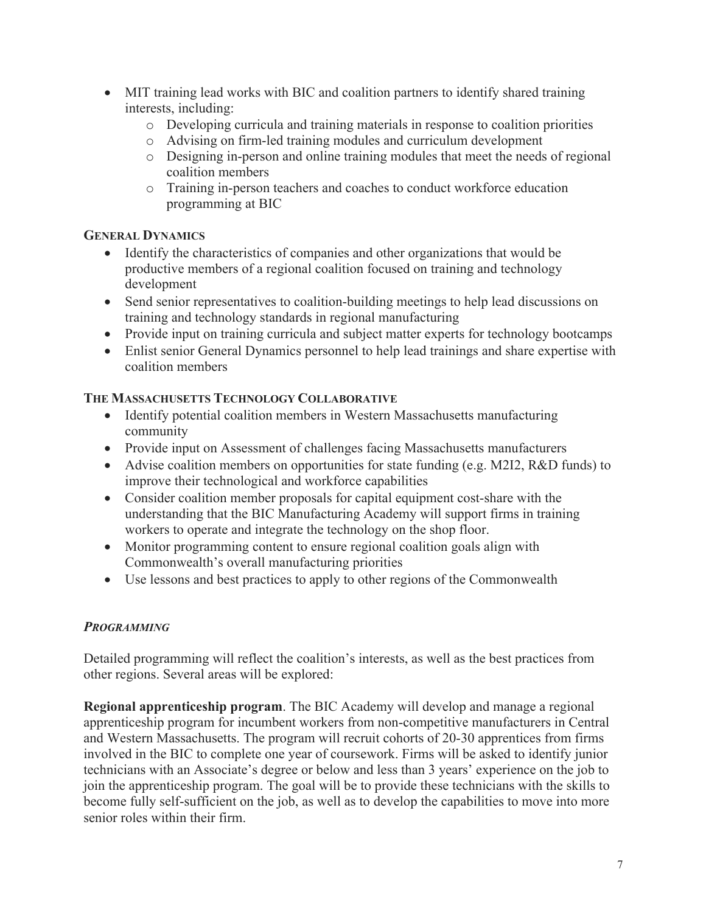- MIT training lead works with BIC and coalition partners to identify shared training interests, including:
    - Developing curricula and training materials in response to coalition priorities
    - Advising on firm-led training modules and curriculum development
    - Designing in-person and online training modules that meet the needs of regional coalition members
    - Training in-person teachers and coaches to conduct workforce education programming at BIC

**GENERAL DYNAMICS**

- Identify the characteristics of companies and other organizations that would be productive members of a regional coalition focused on training and technology development
- Send senior representatives to coalition-building meetings to help lead discussions on training and technology standards in regional manufacturing
- Provide input on training curricula and subject matter experts for technology bootcamps
- Enlist senior General Dynamics personnel to help lead trainings and share expertise with coalition members

**THE MASSACHUSETTS TECHNOLOGY COLLABORATIVE**

- Identify potential coalition members in Western Massachusetts manufacturing community
- Provide input on Assessment of challenges facing Massachusetts manufacturers
- Advise coalition members on opportunities for state funding (e.g. M2I2, R&D funds) to improve their technological and workforce capabilities
- Consider coalition member proposals for capital equipment cost-share with the understanding that the BIC Manufacturing Academy will support firms in training workers to operate and integrate the technology on the shop floor.
- Monitor programming content to ensure regional coalition goals align with Commonwealth's overall manufacturing priorities
- Use lessons and best practices to apply to other regions of the Commonwealth

***PROGRAMMING***

Detailed programming will reflect the coalition's interests, as well as the best practices from other regions. Several areas will be explored:

**Regional apprenticeship program**. The BIC Academy will develop and manage a regional apprenticeship program for incumbent workers from non-competitive manufacturers in Central and Western Massachusetts. The program will recruit cohorts of 20-30 apprentices from firms involved in the BIC to complete one year of coursework. Firms will be asked to identify junior technicians with an Associate's degree or below and less than 3 years' experience on the job to join the apprenticeship program. The goal will be to provide these technicians with the skills to become fully self-sufficient on the job, as well as to develop the capabilities to move into more senior roles within their firm.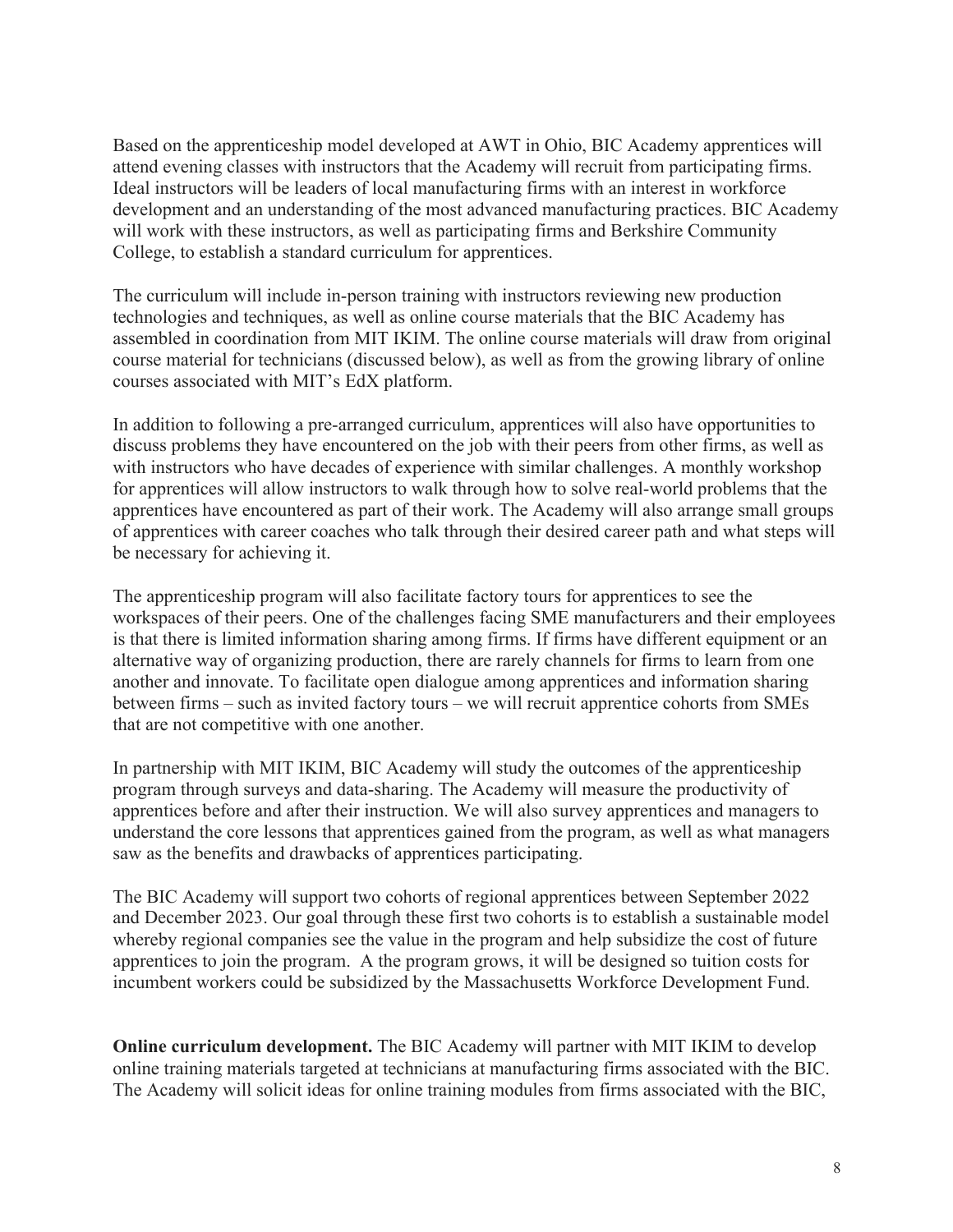Based on the apprenticeship model developed at AWT in Ohio, BIC Academy apprentices will attend evening classes with instructors that the Academy will recruit from participating firms. Ideal instructors will be leaders of local manufacturing firms with an interest in workforce development and an understanding of the most advanced manufacturing practices. BIC Academy will work with these instructors, as well as participating firms and Berkshire Community College, to establish a standard curriculum for apprentices.

The curriculum will include in-person training with instructors reviewing new production technologies and techniques, as well as online course materials that the BIC Academy has assembled in coordination from MIT IKIM. The online course materials will draw from original course material for technicians (discussed below), as well as from the growing library of online courses associated with MIT's EdX platform.

In addition to following a pre-arranged curriculum, apprentices will also have opportunities to discuss problems they have encountered on the job with their peers from other firms, as well as with instructors who have decades of experience with similar challenges. A monthly workshop for apprentices will allow instructors to walk through how to solve real-world problems that the apprentices have encountered as part of their work. The Academy will also arrange small groups of apprentices with career coaches who talk through their desired career path and what steps will be necessary for achieving it.

The apprenticeship program will also facilitate factory tours for apprentices to see the workspaces of their peers. One of the challenges facing SME manufacturers and their employees is that there is limited information sharing among firms. If firms have different equipment or an alternative way of organizing production, there are rarely channels for firms to learn from one another and innovate. To facilitate open dialogue among apprentices and information sharing between firms – such as invited factory tours – we will recruit apprentice cohorts from SMEs that are not competitive with one another.

In partnership with MIT IKIM, BIC Academy will study the outcomes of the apprenticeship program through surveys and data-sharing. The Academy will measure the productivity of apprentices before and after their instruction. We will also survey apprentices and managers to understand the core lessons that apprentices gained from the program, as well as what managers saw as the benefits and drawbacks of apprentices participating.

The BIC Academy will support two cohorts of regional apprentices between September 2022 and December 2023. Our goal through these first two cohorts is to establish a sustainable model whereby regional companies see the value in the program and help subsidize the cost of future apprentices to join the program. A the program grows, it will be designed so tuition costs for incumbent workers could be subsidized by the Massachusetts Workforce Development Fund.

**Online curriculum development.** The BIC Academy will partner with MIT IKIM to develop online training materials targeted at technicians at manufacturing firms associated with the BIC. The Academy will solicit ideas for online training modules from firms associated with the BIC,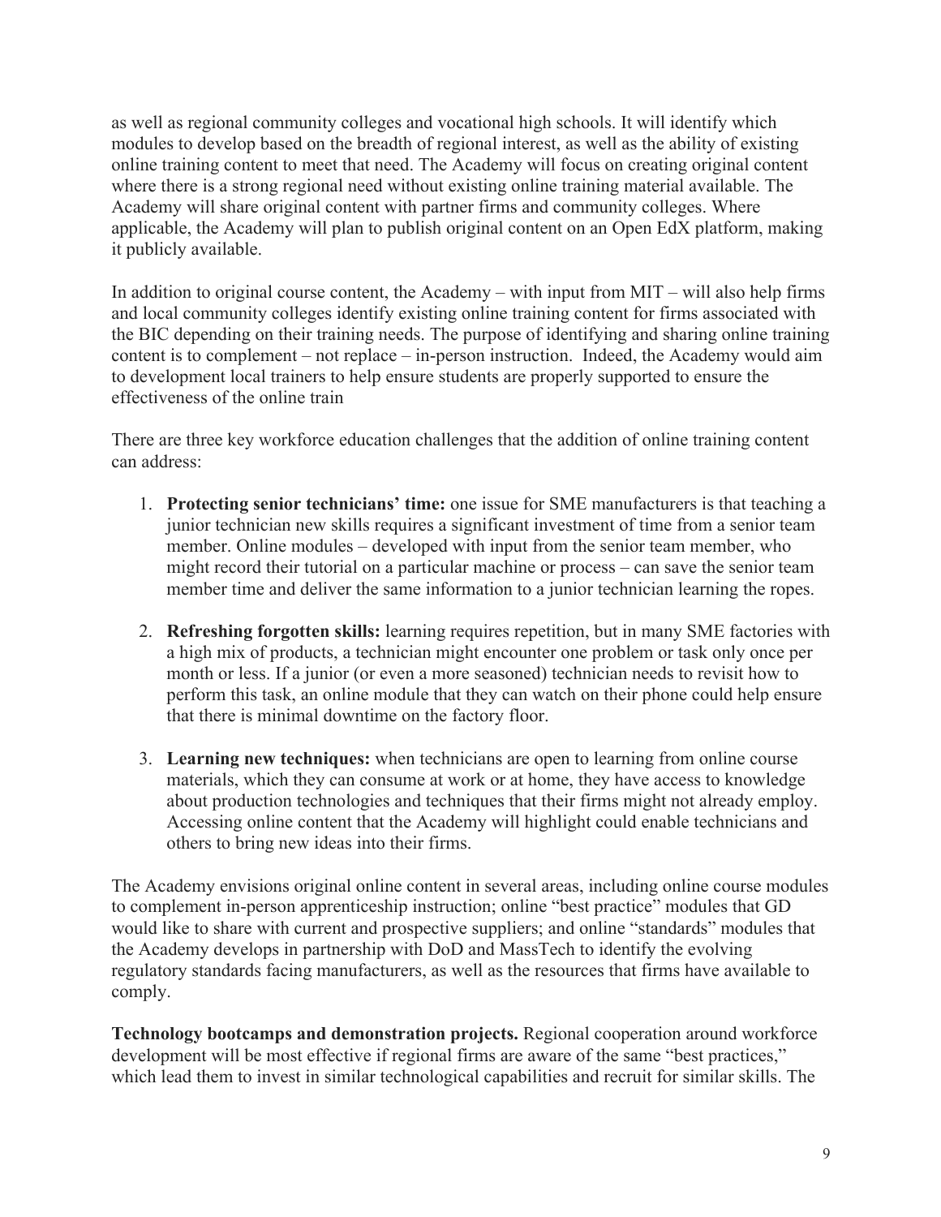as well as regional community colleges and vocational high schools. It will identify which modules to develop based on the breadth of regional interest, as well as the ability of existing online training content to meet that need. The Academy will focus on creating original content where there is a strong regional need without existing online training material available. The Academy will share original content with partner firms and community colleges. Where applicable, the Academy will plan to publish original content on an Open EdX platform, making it publicly available.

In addition to original course content, the Academy – with input from MIT – will also help firms and local community colleges identify existing online training content for firms associated with the BIC depending on their training needs. The purpose of identifying and sharing online training content is to complement – not replace – in-person instruction. Indeed, the Academy would aim to development local trainers to help ensure students are properly supported to ensure the effectiveness of the online train

There are three key workforce education challenges that the addition of online training content can address:

1. **Protecting senior technicians' time:** one issue for SME manufacturers is that teaching a junior technician new skills requires a significant investment of time from a senior team member. Online modules – developed with input from the senior team member, who might record their tutorial on a particular machine or process – can save the senior team member time and deliver the same information to a junior technician learning the ropes.

2. **Refreshing forgotten skills:** learning requires repetition, but in many SME factories with a high mix of products, a technician might encounter one problem or task only once per month or less. If a junior (or even a more seasoned) technician needs to revisit how to perform this task, an online module that they can watch on their phone could help ensure that there is minimal downtime on the factory floor.

3. **Learning new techniques:** when technicians are open to learning from online course materials, which they can consume at work or at home, they have access to knowledge about production technologies and techniques that their firms might not already employ. Accessing online content that the Academy will highlight could enable technicians and others to bring new ideas into their firms.

The Academy envisions original online content in several areas, including online course modules to complement in-person apprenticeship instruction; online "best practice" modules that GD would like to share with current and prospective suppliers; and online "standards" modules that the Academy develops in partnership with DoD and MassTech to identify the evolving regulatory standards facing manufacturers, as well as the resources that firms have available to comply.

**Technology bootcamps and demonstration projects.** Regional cooperation around workforce development will be most effective if regional firms are aware of the same "best practices," which lead them to invest in similar technological capabilities and recruit for similar skills. The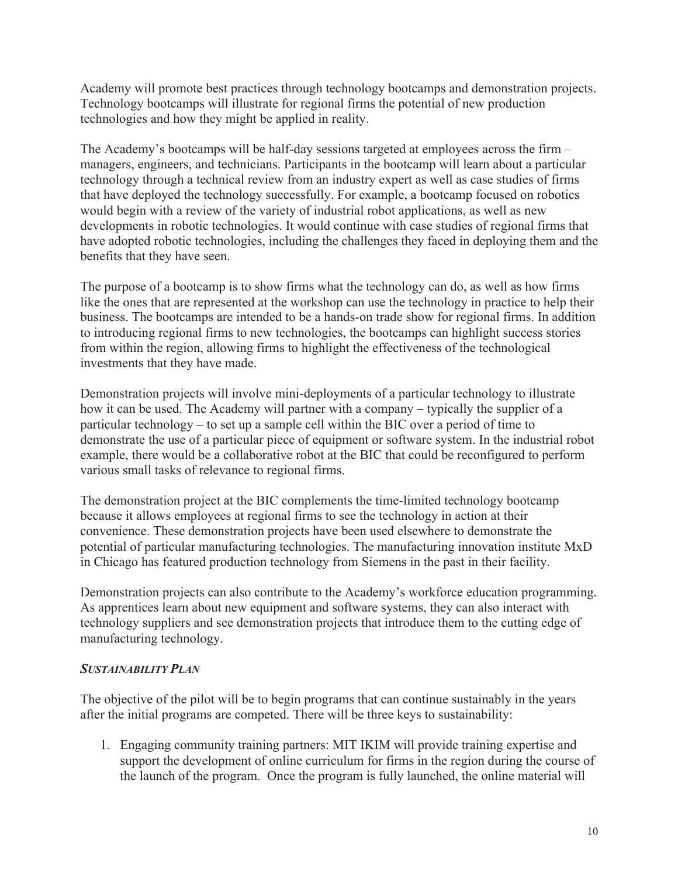Academy will promote best practices through technology bootcamps and demonstration projects. Technology bootcamps will illustrate for regional firms the potential of new production technologies and how they might be applied in reality.

The Academy's bootcamps will be half-day sessions targeted at employees across the firm – managers, engineers, and technicians. Participants in the bootcamp will learn about a particular technology through a technical review from an industry expert as well as case studies of firms that have deployed the technology successfully. For example, a bootcamp focused on robotics would begin with a review of the variety of industrial robot applications, as well as new developments in robotic technologies. It would continue with case studies of regional firms that have adopted robotic technologies, including the challenges they faced in deploying them and the benefits that they have seen.

The purpose of a bootcamp is to show firms what the technology can do, as well as how firms like the ones that are represented at the workshop can use the technology in practice to help their business. The bootcamps are intended to be a hands-on trade show for regional firms. In addition to introducing regional firms to new technologies, the bootcamps can highlight success stories from within the region, allowing firms to highlight the effectiveness of the technological investments that they have made.

Demonstration projects will involve mini-deployments of a particular technology to illustrate how it can be used. The Academy will partner with a company – typically the supplier of a particular technology – to set up a sample cell within the BIC over a period of time to demonstrate the use of a particular piece of equipment or software system. In the industrial robot example, there would be a collaborative robot at the BIC that could be reconfigured to perform various small tasks of relevance to regional firms.

The demonstration project at the BIC complements the time-limited technology bootcamp because it allows employees at regional firms to see the technology in action at their convenience. These demonstration projects have been used elsewhere to demonstrate the potential of particular manufacturing technologies. The manufacturing innovation institute MxD in Chicago has featured production technology from Siemens in the past in their facility.

Demonstration projects can also contribute to the Academy's workforce education programming. As apprentices learn about new equipment and software systems, they can also interact with technology suppliers and see demonstration projects that introduce them to the cutting edge of manufacturing technology.

### *SUSTAINABILITY PLAN*

The objective of the pilot will be to begin programs that can continue sustainably in the years after the initial programs are competed. There will be three keys to sustainability:

1. Engaging community training partners: MIT IKIM will provide training expertise and support the development of online curriculum for firms in the region during the course of the launch of the program. Once the program is fully launched, the online material will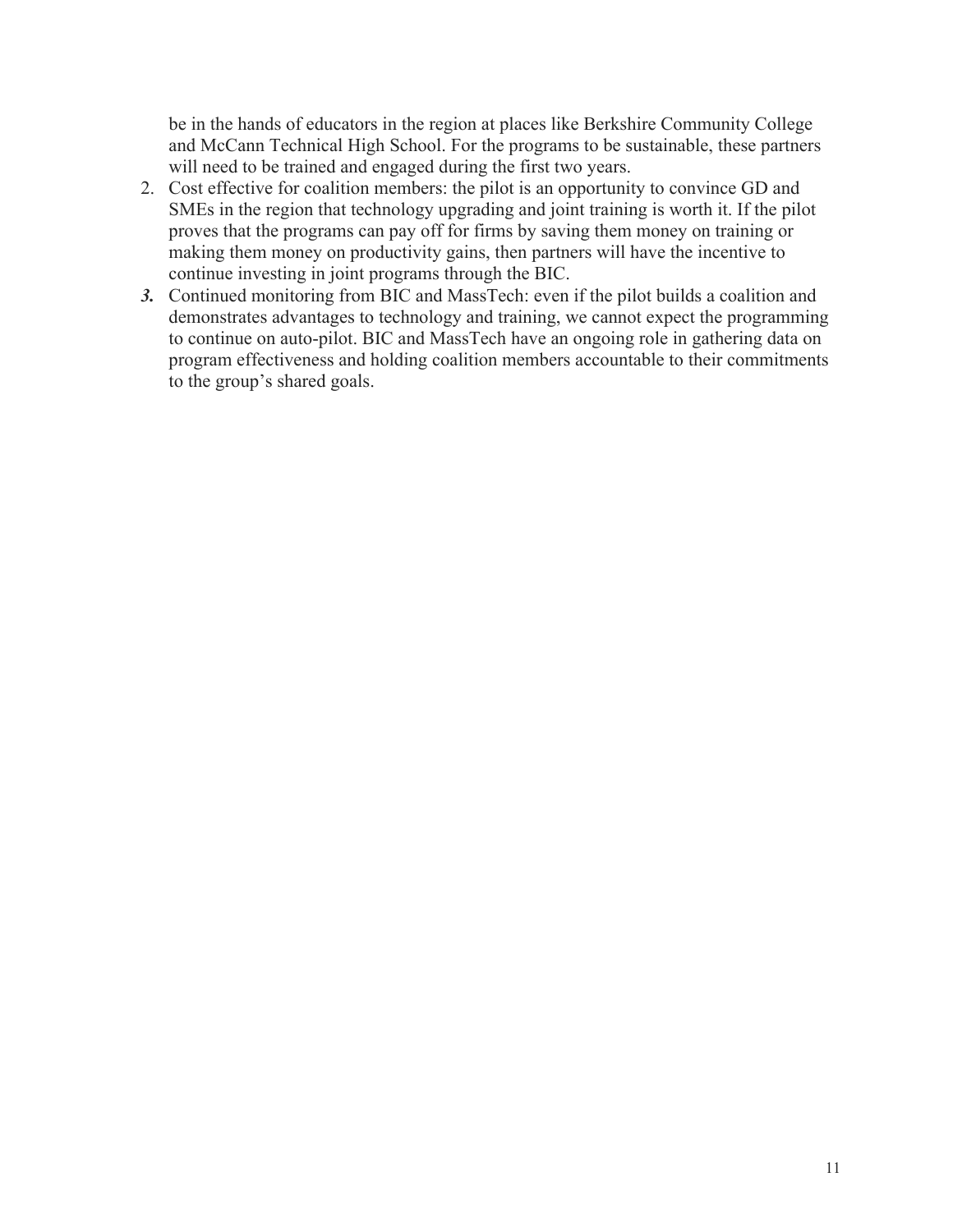be in the hands of educators in the region at places like Berkshire Community College and McCann Technical High School. For the programs to be sustainable, these partners will need to be trained and engaged during the first two years.

2. Cost effective for coalition members: the pilot is an opportunity to convince GD and SMEs in the region that technology upgrading and joint training is worth it. If the pilot proves that the programs can pay off for firms by saving them money on training or making them money on productivity gains, then partners will have the incentive to continue investing in joint programs through the BIC.
3. Continued monitoring from BIC and MassTech: even if the pilot builds a coalition and demonstrates advantages to technology and training, we cannot expect the programming to continue on auto-pilot. BIC and MassTech have an ongoing role in gathering data on program effectiveness and holding coalition members accountable to their commitments to the group's shared goals.